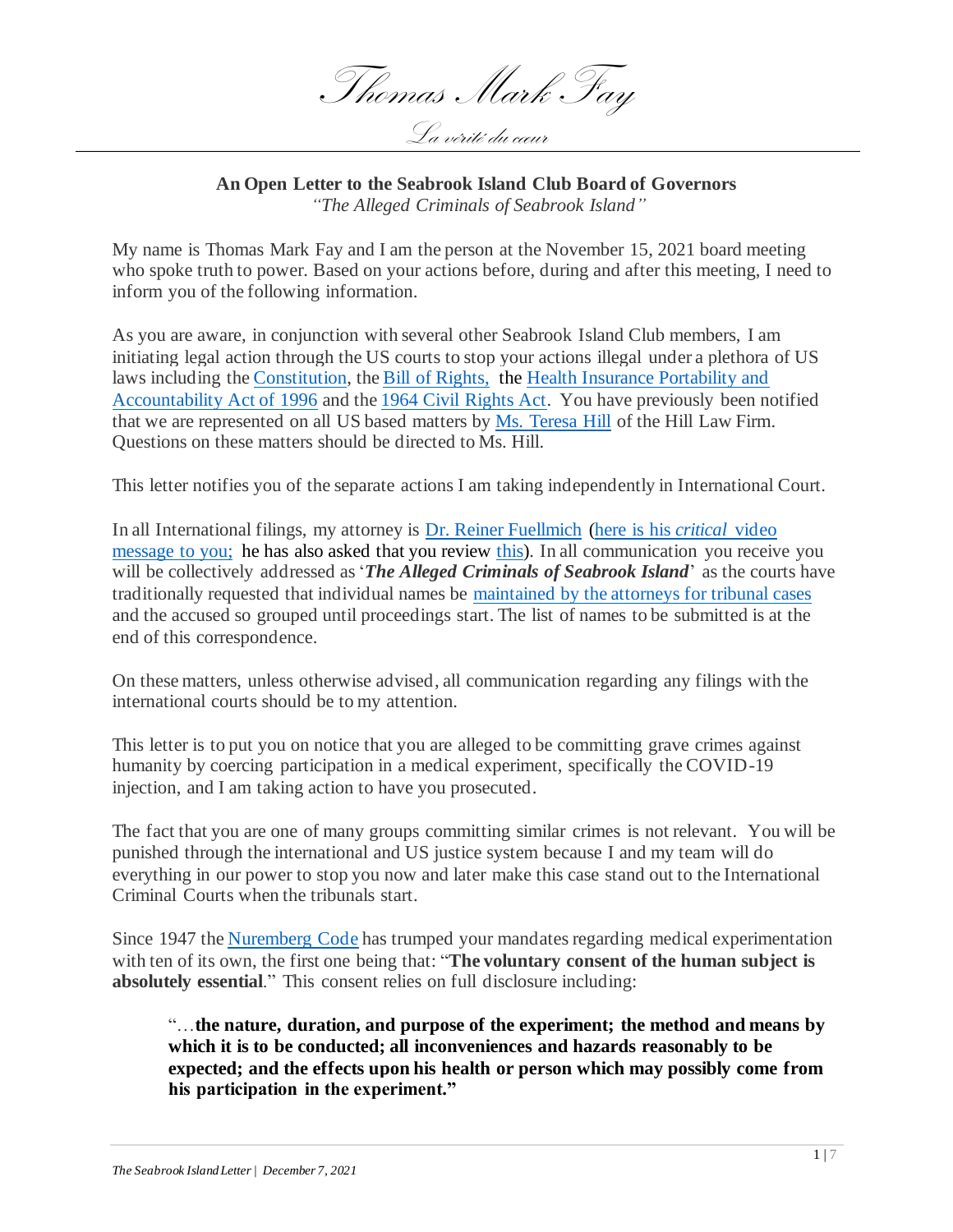# Thomas Mark Fay

*La vérité du cœur*

---

**An Open Letter to the Seabrook Island Club Board of Governors**

*"The Alleged Criminals of Seabrook Island"*

My name is Thomas Mark Fay and I am the person at the November 15, 2021 board meeting who spoke truth to power. Based on your actions before, during and after this meeting, I need to inform you of the following information.

As you are aware, in conjunction with several other Seabrook Island Club members, I am initiating legal action through the US courts to stop your actions illegal under a plethora of US laws including the Constitution, the Bill of Rights, the Health Insurance Portability and Accountability Act of 1996 and the 1964 Civil Rights Act. You have previously been notified that we are represented on all US based matters by Ms. Teresa Hill of the Hill Law Firm. Questions on these matters should be directed to Ms. Hill.

This letter notifies you of the separate actions I am taking independently in International Court.

In all International filings, my attorney is Dr. Reiner Fuellmich (here is his *critical* video message to you; he has also asked that you review this). In all communication you receive you will be collectively addressed as '***The Alleged Criminals of Seabrook Island***' as the courts have traditionally requested that individual names be maintained by the attorneys for tribunal cases and the accused so grouped until proceedings start. The list of names to be submitted is at the end of this correspondence.

On these matters, unless otherwise advised, all communication regarding any filings with the international courts should be to my attention.

This letter is to put you on notice that you are alleged to be committing grave crimes against humanity by coercing participation in a medical experiment, specifically the COVID-19 injection, and I am taking action to have you prosecuted.

The fact that you are one of many groups committing similar crimes is not relevant. You will be punished through the international and US justice system because I and my team will do everything in our power to stop you now and later make this case stand out to the International Criminal Courts when the tribunals start.

Since 1947 the Nuremberg Code has trumped your mandates regarding medical experimentation with ten of its own, the first one being that: "**The voluntary consent of the human subject is absolutely essential**." This consent relies on full disclosure including:

> "…**the nature, duration, and purpose of the experiment; the method and means by which it is to be conducted; all inconveniences and hazards reasonably to be expected; and the effects upon his health or person which may possibly come from his participation in the experiment."**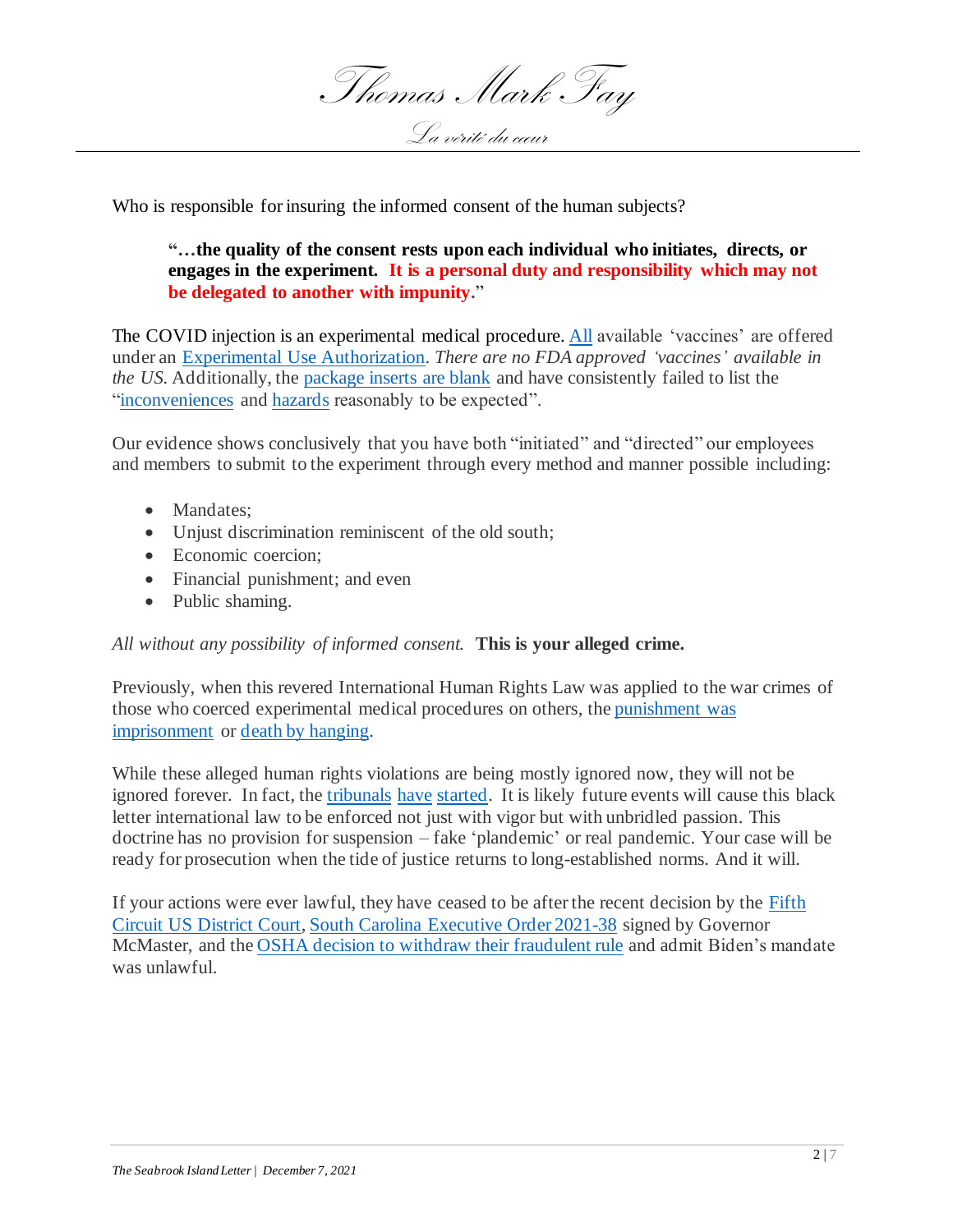Who is responsible for insuring the informed consent of the human subjects?

> **"…the quality of the consent rests upon each individual who initiates, directs, or engages in the experiment. It is a personal duty and responsibility which may not be delegated to another with impunity."**

The COVID injection is an experimental medical procedure. All available 'vaccines' are offered under an Experimental Use Authorization. *There are no FDA approved 'vaccines' available in the US.* Additionally, the package inserts are blank and have consistently failed to list the "inconveniences and hazards reasonably to be expected".

Our evidence shows conclusively that you have both "initiated" and "directed" our employees and members to submit to the experiment through every method and manner possible including:

- Mandates;
- Unjust discrimination reminiscent of the old south;
- Economic coercion;
- Financial punishment; and even
- Public shaming.

*All without any possibility of informed consent.* **This is your alleged crime.**

Previously, when this revered International Human Rights Law was applied to the war crimes of those who coerced experimental medical procedures on others, the punishment was imprisonment or death by hanging.

While these alleged human rights violations are being mostly ignored now, they will not be ignored forever. In fact, the tribunals have started. It is likely future events will cause this black letter international law to be enforced not just with vigor but with unbridled passion. This doctrine has no provision for suspension – fake 'plandemic' or real pandemic. Your case will be ready for prosecution when the tide of justice returns to long-established norms. And it will.

If your actions were ever lawful, they have ceased to be after the recent decision by the Fifth Circuit US District Court, South Carolina Executive Order 2021-38 signed by Governor McMaster, and the OSHA decision to withdraw their fraudulent rule and admit Biden's mandate was unlawful.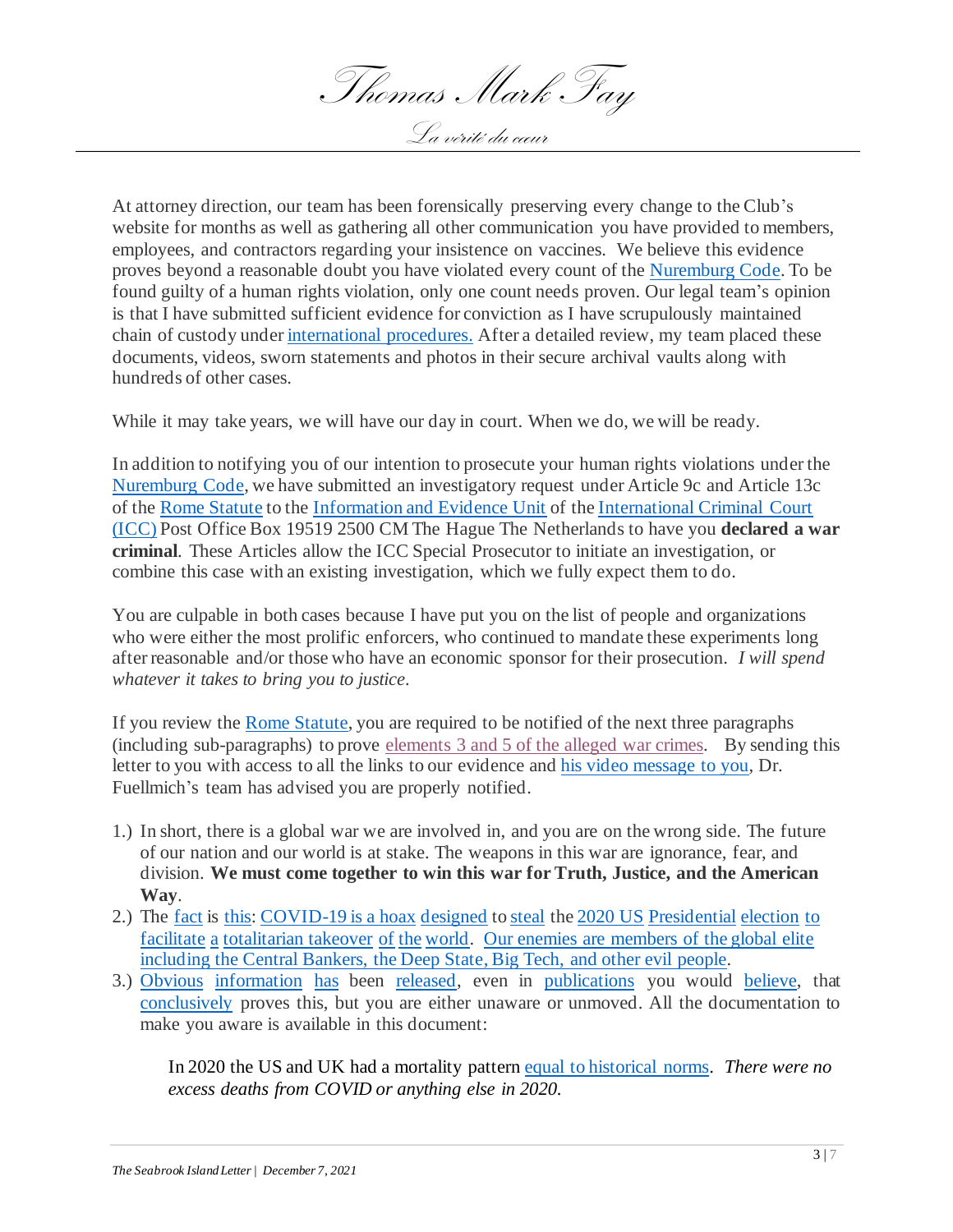At attorney direction, our team has been forensically preserving every change to the Club's website for months as well as gathering all other communication you have provided to members, employees, and contractors regarding your insistence on vaccines. We believe this evidence proves beyond a reasonable doubt you have violated every count of the Nuremburg Code. To be found guilty of a human rights violation, only one count needs proven. Our legal team's opinion is that I have submitted sufficient evidence for conviction as I have scrupulously maintained chain of custody under international procedures. After a detailed review, my team placed these documents, videos, sworn statements and photos in their secure archival vaults along with hundreds of other cases.

While it may take years, we will have our day in court. When we do, we will be ready.

In addition to notifying you of our intention to prosecute your human rights violations under the Nuremburg Code, we have submitted an investigatory request under Article 9c and Article 13c of the Rome Statute to the Information and Evidence Unit of the International Criminal Court (ICC) Post Office Box 19519 2500 CM The Hague The Netherlands to have you **declared a war criminal**. These Articles allow the ICC Special Prosecutor to initiate an investigation, or combine this case with an existing investigation, which we fully expect them to do.

You are culpable in both cases because I have put you on the list of people and organizations who were either the most prolific enforcers, who continued to mandate these experiments long after reasonable and/or those who have an economic sponsor for their prosecution. *I will spend whatever it takes to bring you to justice.*

If you review the Rome Statute, you are required to be notified of the next three paragraphs (including sub-paragraphs) to prove elements 3 and 5 of the alleged war crimes. By sending this letter to you with access to all the links to our evidence and his video message to you, Dr. Fuellmich's team has advised you are properly notified.

1.) In short, there is a global war we are involved in, and you are on the wrong side. The future of our nation and our world is at stake. The weapons in this war are ignorance, fear, and division. **We must come together to win this war for Truth, Justice, and the American Way**.
2.) The fact is this: COVID-19 is a hoax designed to steal the 2020 US Presidential election to facilitate a totalitarian takeover of the world. Our enemies are members of the global elite including the Central Bankers, the Deep State, Big Tech, and other evil people.
3.) Obvious information has been released, even in publications you would believe, that conclusively proves this, but you are either unaware or unmoved. All the documentation to make you aware is available in this document:

    In 2020 the US and UK had a mortality pattern equal to historical norms. *There were no excess deaths from COVID or anything else in 2020.*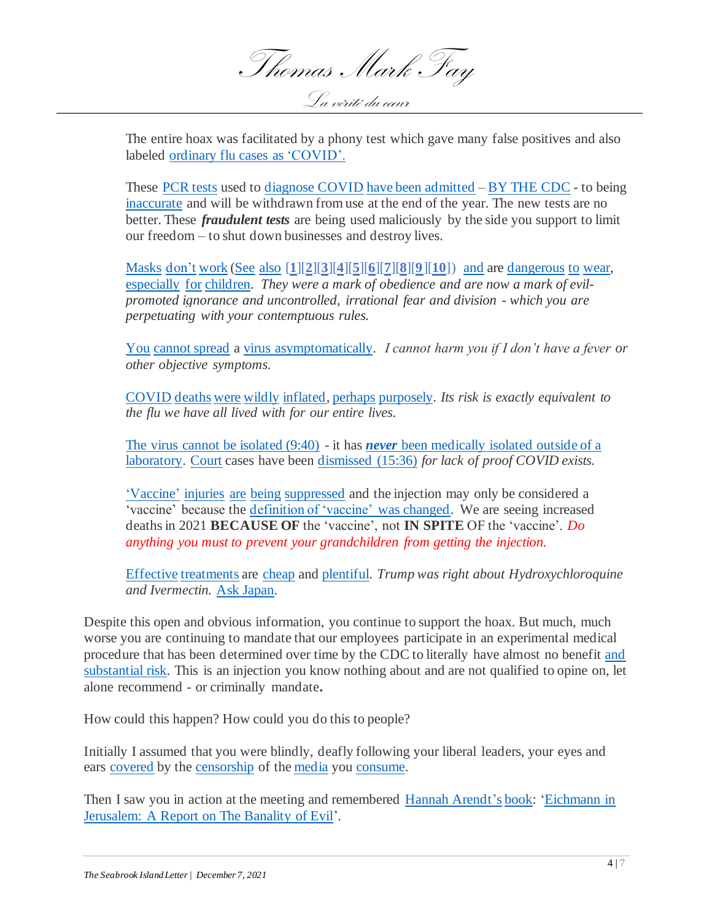The entire hoax was facilitated by a phony test which gave many false positives and also labeled ordinary flu cases as 'COVID'.

These PCR tests used to diagnose COVID have been admitted – BY THE CDC - to being inaccurate and will be withdrawn from use at the end of the year. The new tests are no better. These ***fraudulent tests*** are being used maliciously by the side you support to limit our freedom – to shut down businesses and destroy lives.

Masks don't work (See also [**1**][**2**][**3**][**4**][**5**][**6**][**7**][**8**][**9**][**10**]) and are dangerous to wear, especially for children. *They were a mark of obedience and are now a mark of evil-promoted ignorance and uncontrolled, irrational fear and division - which you are perpetuating with your contemptuous rules.*

You cannot spread a virus asymptomatically. *I cannot harm you if I don't have a fever or other objective symptoms.*

COVID deaths were wildly inflated, perhaps purposely. *Its risk is exactly equivalent to the flu we have all lived with for our entire lives.*

The virus cannot be isolated (9:40) - it has ***never*** been medically isolated outside of a laboratory. Court cases have been dismissed (15:36) *for lack of proof COVID exists.*

'Vaccine' injuries are being suppressed and the injection may only be considered a 'vaccine' because the definition of 'vaccine' was changed. We are seeing increased deaths in 2021 **BECAUSE OF** the 'vaccine', not **IN SPITE** OF the 'vaccine'. *Do anything you must to prevent your grandchildren from getting the injection.*

Effective treatments are cheap and plentiful. *Trump was right about Hydroxychloroquine and Ivermectin.* Ask Japan.

Despite this open and obvious information, you continue to support the hoax. But much, much worse you are continuing to mandate that our employees participate in an experimental medical procedure that has been determined over time by the CDC to literally have almost no benefit and substantial risk. This is an injection you know nothing about and are not qualified to opine on, let alone recommend - or criminally mandate**.**

How could this happen? How could you do this to people?

Initially I assumed that you were blindly, deafly following your liberal leaders, your eyes and ears covered by the censorship of the media you consume.

Then I saw you in action at the meeting and remembered Hannah Arendt's book: 'Eichmann in Jerusalem: A Report on The Banality of Evil'.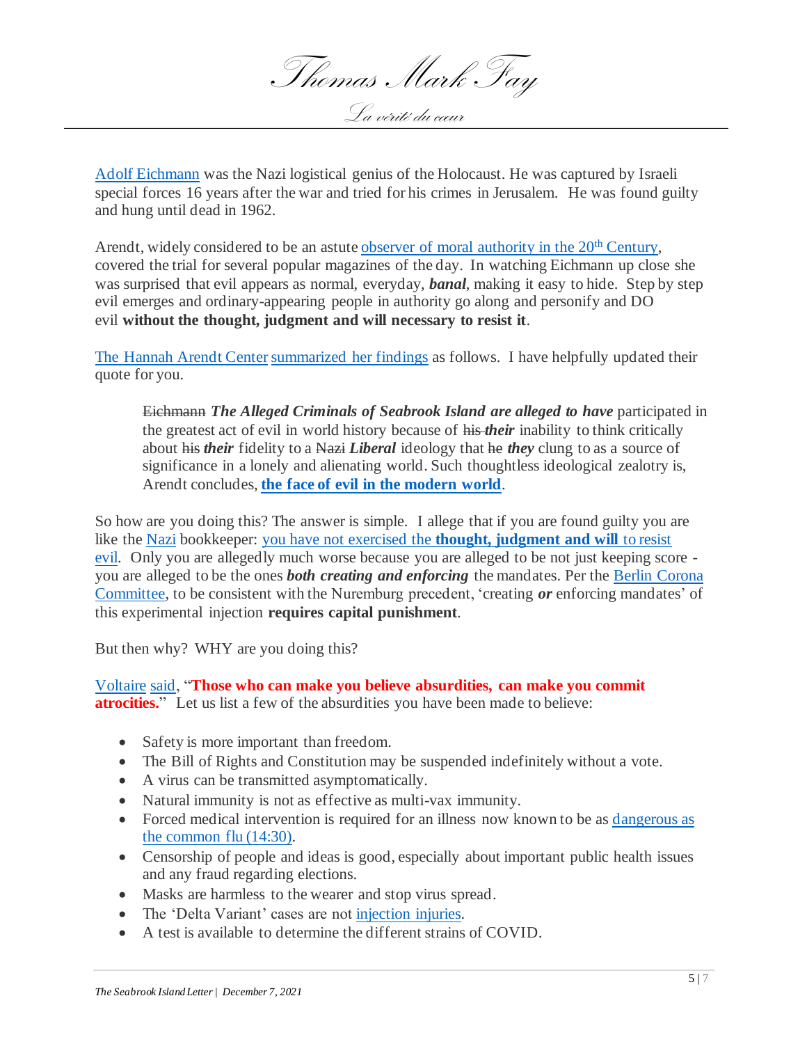Adolf Eichmann was the Nazi logistical genius of the Holocaust. He was captured by Israeli special forces 16 years after the war and tried for his crimes in Jerusalem. He was found guilty and hung until dead in 1962.

Arendt, widely considered to be an astute observer of moral authority in the 20th Century, covered the trial for several popular magazines of the day. In watching Eichmann up close she was surprised that evil appears as normal, everyday, ***banal***, making it easy to hide. Step by step evil emerges and ordinary-appearing people in authority go along and personify and DO evil **without the thought, judgment and will necessary to resist it**.

The Hannah Arendt Center summarized her findings as follows. I have helpfully updated their quote for you.

> ~~Eichmann~~ ***The Alleged Criminals of Seabrook Island are alleged to have*** participated in the greatest act of evil in world history because of ~~his~~ ***their*** inability to think critically about ~~his~~ ***their*** fidelity to a ~~Nazi~~ ***Liberal*** ideology that ~~he~~ ***they*** clung to as a source of significance in a lonely and alienating world. Such thoughtless ideological zealotry is, Arendt concludes, **the face of evil in the modern world**.

So how are you doing this? The answer is simple. I allege that if you are found guilty you are like the Nazi bookkeeper: you have not exercised the **thought, judgment and will** to resist evil. Only you are allegedly much worse because you are alleged to be not just keeping score - you are alleged to be the ones ***both creating and enforcing*** the mandates. Per the Berlin Corona Committee, to be consistent with the Nuremburg precedent, 'creating ***or*** enforcing mandates' of this experimental injection **requires capital punishment**.

But then why? WHY are you doing this?

Voltaire said, "**Those who can make you believe absurdities, can make you commit atrocities.**" Let us list a few of the absurdities you have been made to believe:

- Safety is more important than freedom.
- The Bill of Rights and Constitution may be suspended indefinitely without a vote.
- A virus can be transmitted asymptomatically.
- Natural immunity is not as effective as multi-vax immunity.
- Forced medical intervention is required for an illness now known to be as dangerous as the common flu (14:30).
- Censorship of people and ideas is good, especially about important public health issues and any fraud regarding elections.
- Masks are harmless to the wearer and stop virus spread.
- The 'Delta Variant' cases are not injection injuries.
- A test is available to determine the different strains of COVID.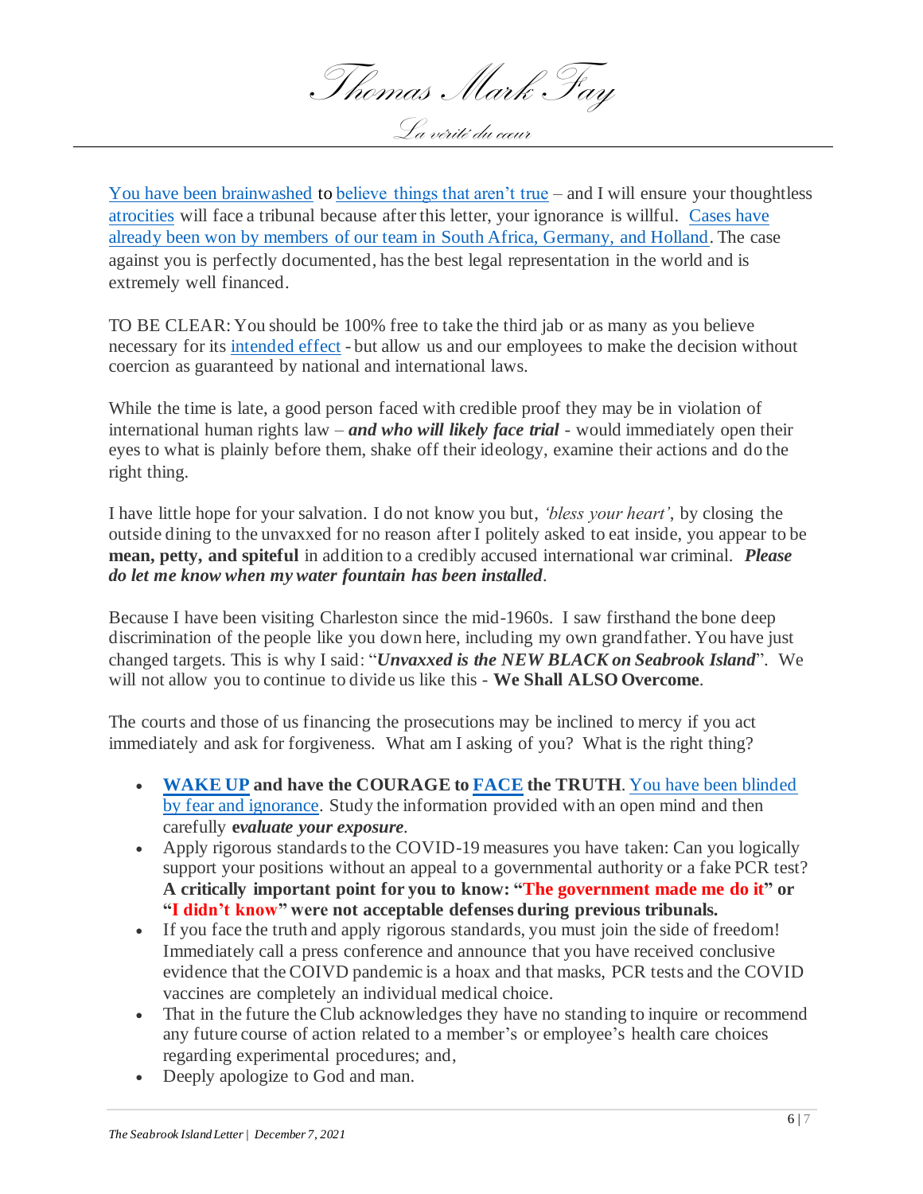You have been brainwashed to believe things that aren't true – and I will ensure your thoughtless atrocities will face a tribunal because after this letter, your ignorance is willful. Cases have already been won by members of our team in South Africa, Germany, and Holland. The case against you is perfectly documented, has the best legal representation in the world and is extremely well financed.

TO BE CLEAR: You should be 100% free to take the third jab or as many as you believe necessary for its intended effect - but allow us and our employees to make the decision without coercion as guaranteed by national and international laws.

While the time is late, a good person faced with credible proof they may be in violation of international human rights law – ***and who will likely face trial*** - would immediately open their eyes to what is plainly before them, shake off their ideology, examine their actions and do the right thing.

I have little hope for your salvation. I do not know you but, *'bless your heart'*, by closing the outside dining to the unvaxxed for no reason after I politely asked to eat inside, you appear to be **mean, petty, and spiteful** in addition to a credibly accused international war criminal. ***Please do let me know when my water fountain has been installed***.

Because I have been visiting Charleston since the mid-1960s. I saw firsthand the bone deep discrimination of the people like you down here, including my own grandfather. You have just changed targets. This is why I said: "***Unvaxxed is the NEW BLACK on Seabrook Island***". We will not allow you to continue to divide us like this - **We Shall ALSO Overcome**.

The courts and those of us financing the prosecutions may be inclined to mercy if you act immediately and ask for forgiveness. What am I asking of you? What is the right thing?

- **WAKE UP and have the COURAGE to FACE the TRUTH**. You have been blinded by fear and ignorance. Study the information provided with an open mind and then carefully ***evaluate your exposure***.
- Apply rigorous standards to the COVID-19 measures you have taken: Can you logically support your positions without an appeal to a governmental authority or a fake PCR test? **A critically important point for you to know: "The government made me do it" or "I didn't know" were not acceptable defenses during previous tribunals.**
- If you face the truth and apply rigorous standards, you must join the side of freedom! Immediately call a press conference and announce that you have received conclusive evidence that the COIVD pandemic is a hoax and that masks, PCR tests and the COVID vaccines are completely an individual medical choice.
- That in the future the Club acknowledges they have no standing to inquire or recommend any future course of action related to a member's or employee's health care choices regarding experimental procedures; and,
- Deeply apologize to God and man.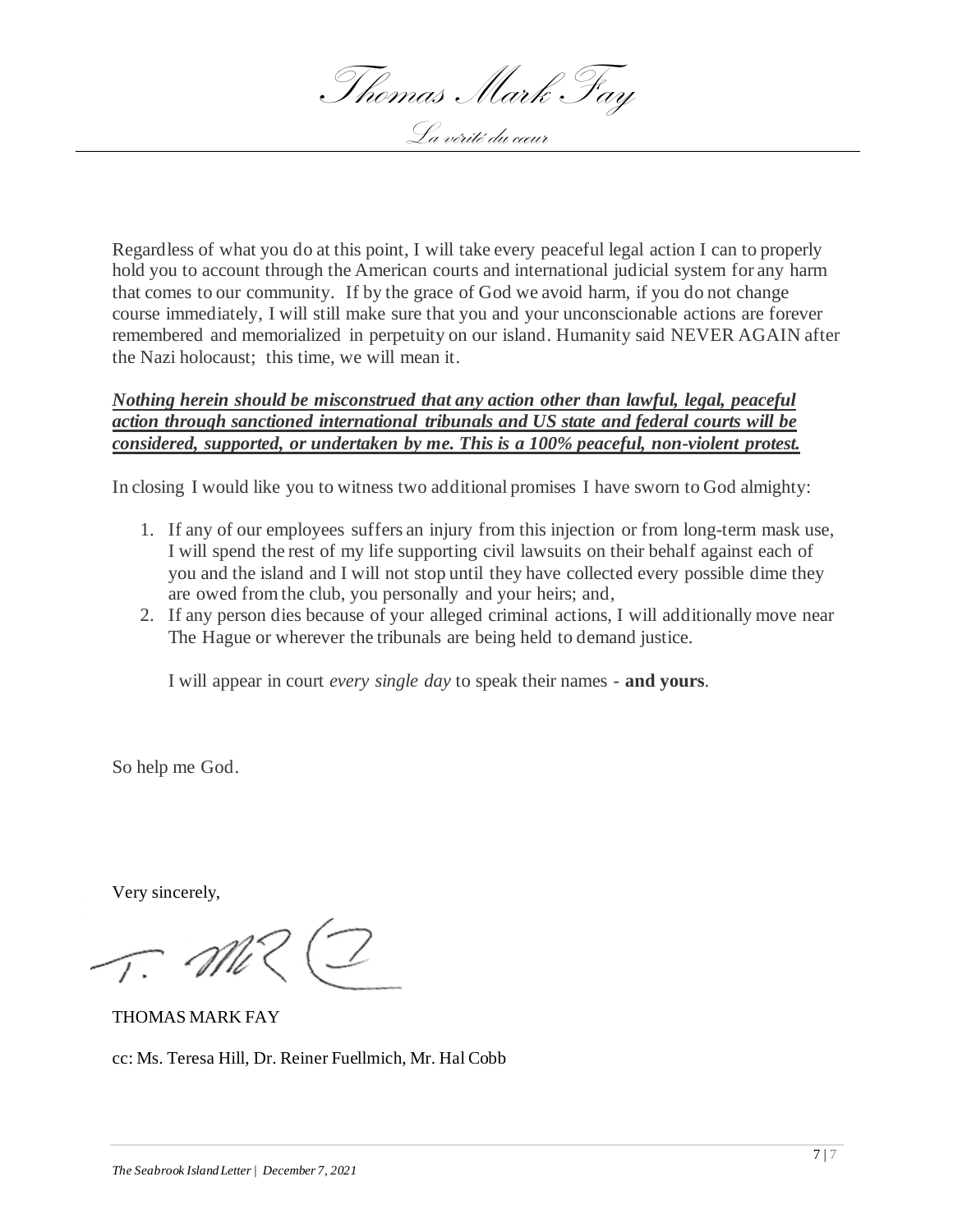Regardless of what you do at this point, I will take every peaceful legal action I can to properly hold you to account through the American courts and international judicial system for any harm that comes to our community. If by the grace of God we avoid harm, if you do not change course immediately, I will still make sure that you and your unconscionable actions are forever remembered and memorialized in perpetuity on our island. Humanity said NEVER AGAIN after the Nazi holocaust; this time, we will mean it.

***Nothing herein should be misconstrued that any action other than lawful, legal, peaceful action through sanctioned international tribunals and US state and federal courts will be considered, supported, or undertaken by me. This is a 100% peaceful, non-violent protest.***

In closing I would like you to witness two additional promises I have sworn to God almighty:

1. If any of our employees suffers an injury from this injection or from long-term mask use, I will spend the rest of my life supporting civil lawsuits on their behalf against each of you and the island and I will not stop until they have collected every possible dime they are owed from the club, you personally and your heirs; and,
2. If any person dies because of your alleged criminal actions, I will additionally move near The Hague or wherever the tribunals are being held to demand justice.

   I will appear in court *every single day* to speak their names - **and yours**.

So help me God.

Very sincerely,

THOMAS MARK FAY

cc: Ms. Teresa Hill, Dr. Reiner Fuellmich, Mr. Hal Cobb